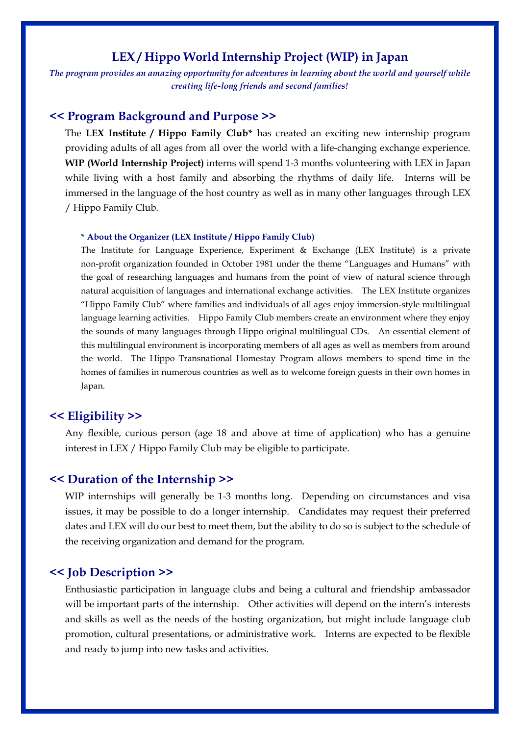# LEX / Hippo World Internship Project (WIP) in Japan

*The program provides an amazing opportunity for adventures in learning about the world and yourself while creating life-long friends and second families!*

## << Program Background and Purpose >>

The **LEX Institute / Hippo Family Club*** has created an exciting new internship program providing adults of all ages from all over the world with a life-changing exchange experience. **WIP (World Internship Project)** interns will spend 1-3 months volunteering with LEX in Japan while living with a host family and absorbing the rhythms of daily life. Interns will be immersed in the language of the host country as well as in many other languages through LEX / Hippo Family Club.

#### * About the Organizer (LEX Institute / Hippo Family Club)

The Institute for Language Experience, Experiment & Exchange (LEX Institute) is a private non-profit organization founded in October 1981 under the theme "Languages and Humans" with the goal of researching languages and humans from the point of view of natural science through natural acquisition of languages and international exchange activities. The LEX Institute organizes "Hippo Family Club" where families and individuals of all ages enjoy immersion-style multilingual language learning activities. Hippo Family Club members create an environment where they enjoy the sounds of many languages through Hippo original multilingual CDs. An essential element of this multilingual environment is incorporating members of all ages as well as members from around the world. The Hippo Transnational Homestay Program allows members to spend time in the homes of families in numerous countries as well as to welcome foreign guests in their own homes in Japan.

## << Eligibility >>

Any flexible, curious person (age 18 and above at time of application) who has a genuine interest in LEX / Hippo Family Club may be eligible to participate.

## << Duration of the Internship >>

WIP internships will generally be 1-3 months long. Depending on circumstances and visa issues, it may be possible to do a longer internship. Candidates may request their preferred dates and LEX will do our best to meet them, but the ability to do so is subject to the schedule of the receiving organization and demand for the program.

## << Job Description >>

Enthusiastic participation in language clubs and being a cultural and friendship ambassador will be important parts of the internship. Other activities will depend on the intern's interests and skills as well as the needs of the hosting organization, but might include language club promotion, cultural presentations, or administrative work. Interns are expected to be flexible and ready to jump into new tasks and activities.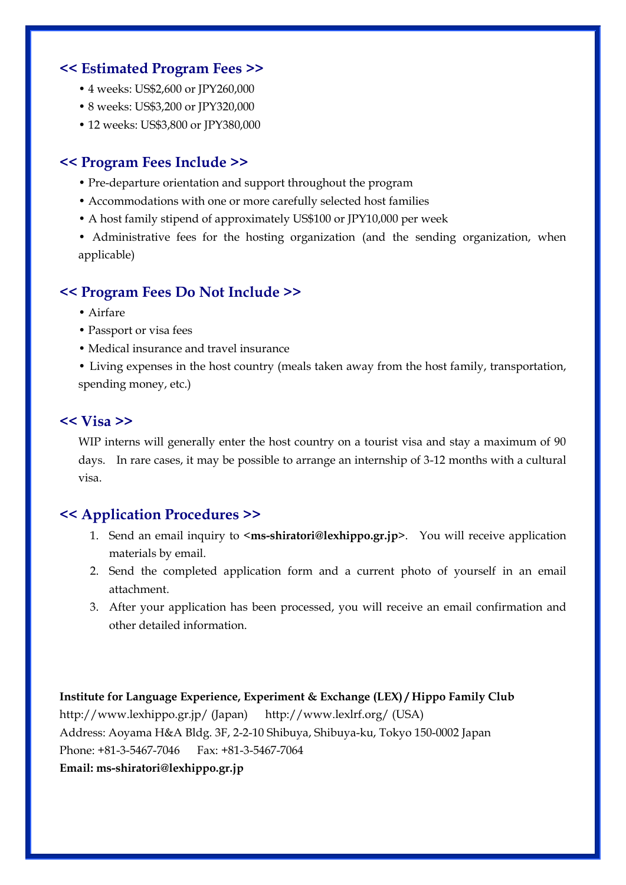## << Estimated Program Fees >>

- 4 weeks: US$2,600 or JPY260,000
- 8 weeks: US$3,200 or JPY320,000
- 12 weeks: US$3,800 or JPY380,000

## << Program Fees Include >>

- Pre-departure orientation and support throughout the program
- Accommodations with one or more carefully selected host families
- A host family stipend of approximately US$100 or JPY10,000 per week
- Administrative fees for the hosting organization (and the sending organization, when applicable)

## << Program Fees Do Not Include >>

- Airfare
- Passport or visa fees
- Medical insurance and travel insurance
- Living expenses in the host country (meals taken away from the host family, transportation, spending money, etc.)

## << Visa >>

WIP interns will generally enter the host country on a tourist visa and stay a maximum of 90 days. In rare cases, it may be possible to arrange an internship of 3-12 months with a cultural visa.

## << Application Procedures >>

1. Send an email inquiry to **<ms-shiratori@lexhippo.gr.jp>**. You will receive application materials by email.
2. Send the completed application form and a current photo of yourself in an email attachment.
3. After your application has been processed, you will receive an email confirmation and other detailed information.

**Institute for Language Experience, Experiment & Exchange (LEX) / Hippo Family Club**
http://www.lexhippo.gr.jp/ (Japan)  http://www.lexlrf.org/ (USA)
Address: Aoyama H&A Bldg. 3F, 2-2-10 Shibuya, Shibuya-ku, Tokyo 150-0002 Japan
Phone: +81-3-5467-7046  Fax: +81-3-5467-7064
**Email: ms-shiratori@lexhippo.gr.jp**